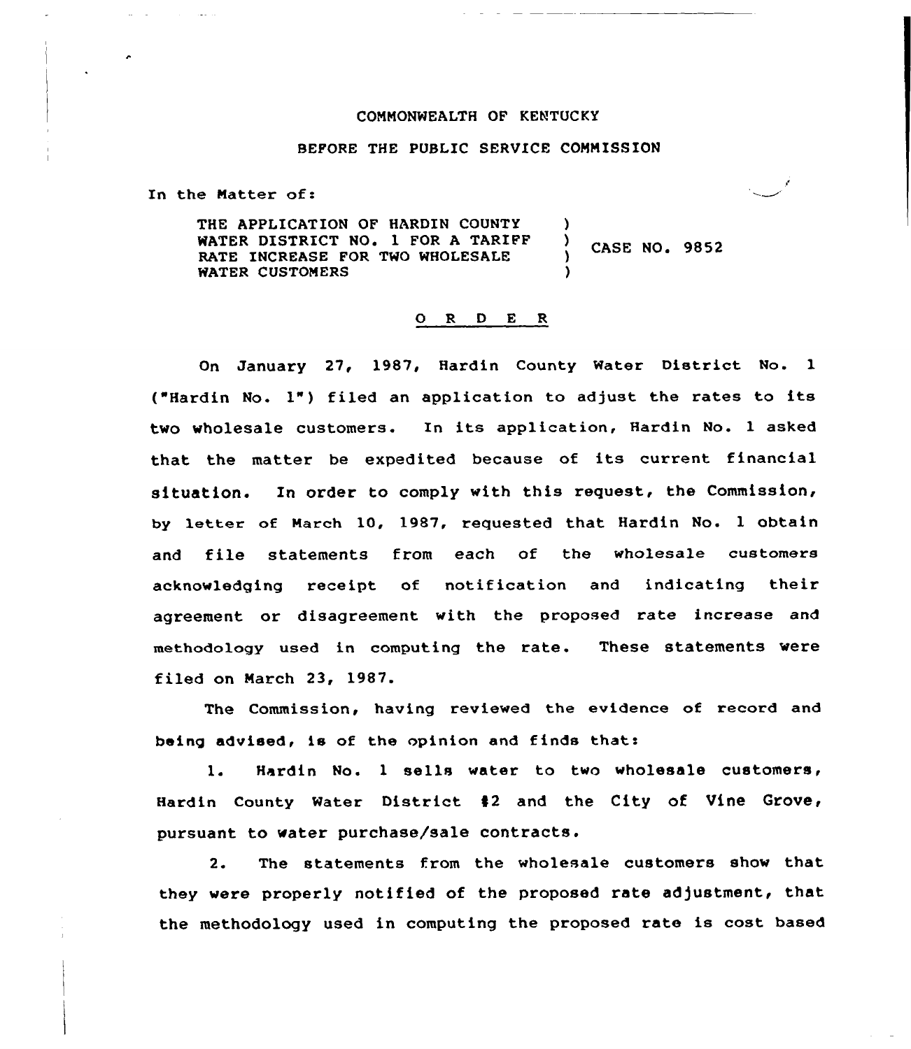COMMONWEALTH OF KENTUCKY

BEFORE THE PUBLIC SERVICE COMMISSION

In the Matter of:

THE APPLICATION OF HARDIN COUNTY WATER DISTRICT NO. 1 FOR A TARIFF RATE INCREASE FOR TWO WHOLESALE WATER CUSTOMERS ) CASE NO. 9852

O R D E R

On January 27, 1987, Hardin County Water District No. 1 ("Hardin No. 1") filed an application to adjust the rates to its two wholesale customers. In its application, Hardin No. 1 asked that the matter be expedited because of its current financial situation. In order to comply with this request, the Commission, by letter of March 10, 1987, requested that Hardin No. 1 obtain and file statements from each of the wholesale customers acknowledging receipt of notification and indicating their agreement or disagreement with the proposed rate increase and methodology used in computing the rate. These statements were filed on March 23, 1987.

The Commission, having reviewed the evidence of record and being advised, is of the opinion and finds that:

1. Hardin No. 1 sells water to two wholesale customers, Hardin County Water District #2 and the City of Vine Grove, pursuant to water purchase/sale contracts.

2. The statements from the wholesale customers show that they were properly notified of the proposed rate adjustment, that the methodology used in computing the proposed rate is cost based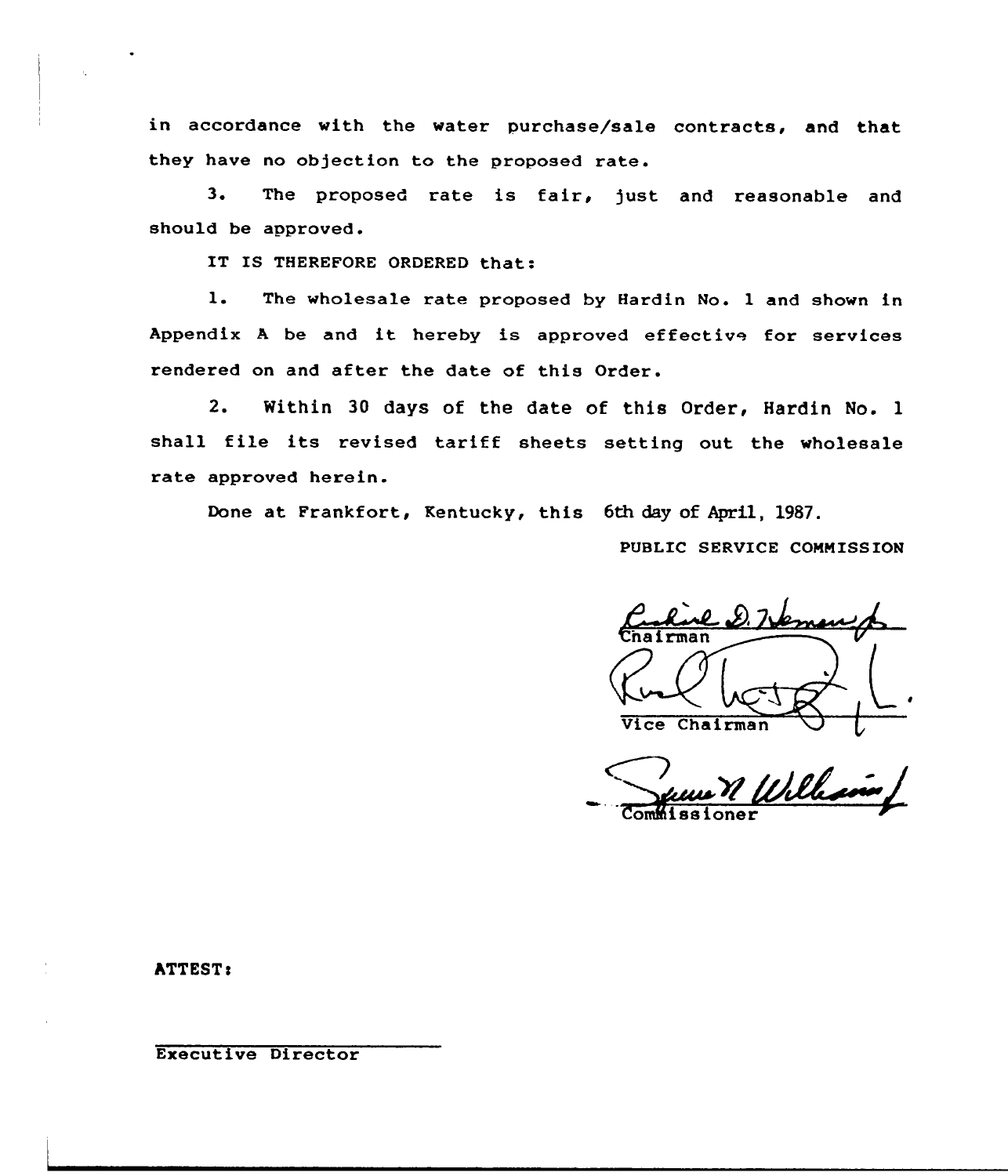in accordance with the water purchase/sale contracts, and that they have no objection to the proposed rate.

3. The proposed rate is fair, just and reasonable and should be approved.

IT IS THEREFORE ORDERED that:

1. The wholesale rate proposed by Hardin No. 1 and shown in Appendix A be and it hereby is approved effective for services rendered on and after the date of this Order.

2. Within 30 days of the date of this Order, Hardin No. 1 shall file its revised tariff sheets setting out the wholesale rate approved herein.

Done at Frankfort, Kentucky, this 6th day of April, 1987.

PUBLIC SERVICE COMMISSION

Chairman

Vice Chairman

Commissioner

ATTEST:

Executive Director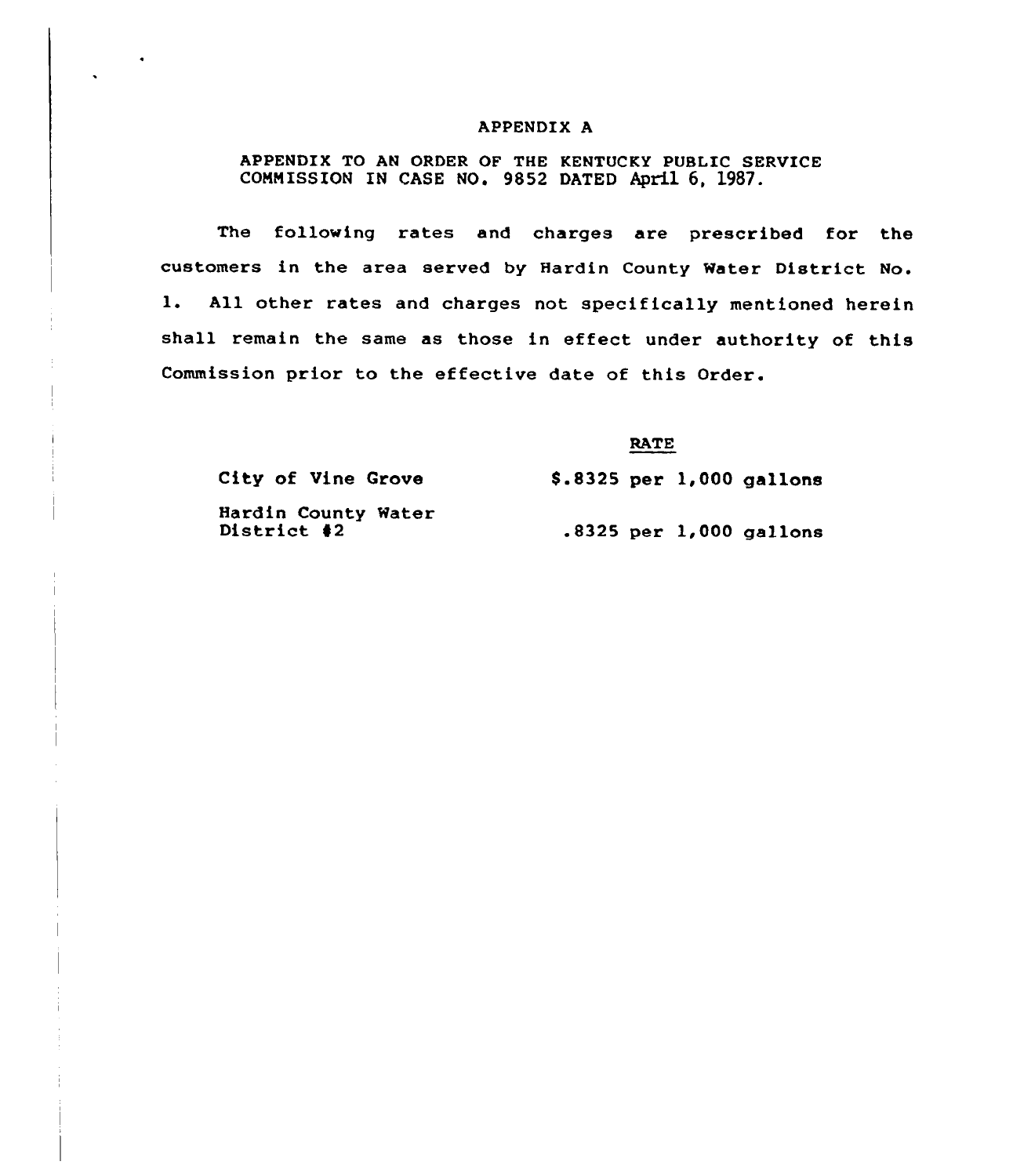# APPENDIX A

APPENDIX TO AN ORDER OF THE KENTUCKY PUBLIC SERVICE COMMISSION IN CASE NO. 9852 DATED April 6, 1987.

The following rates and charges are prescribed for the customers in the area served by Hardin County Water District No. 1. All other rates and charges not specifically mentioned herein shall remain the same as those in effect under authority of this Commission prior to the effective date of this Order.

| | RATE |
|---|---|
| City of Vine Grove | $.8325 per 1,000 gallons |
| Hardin County Water District #2 | .8325 per 1,000 gallons |